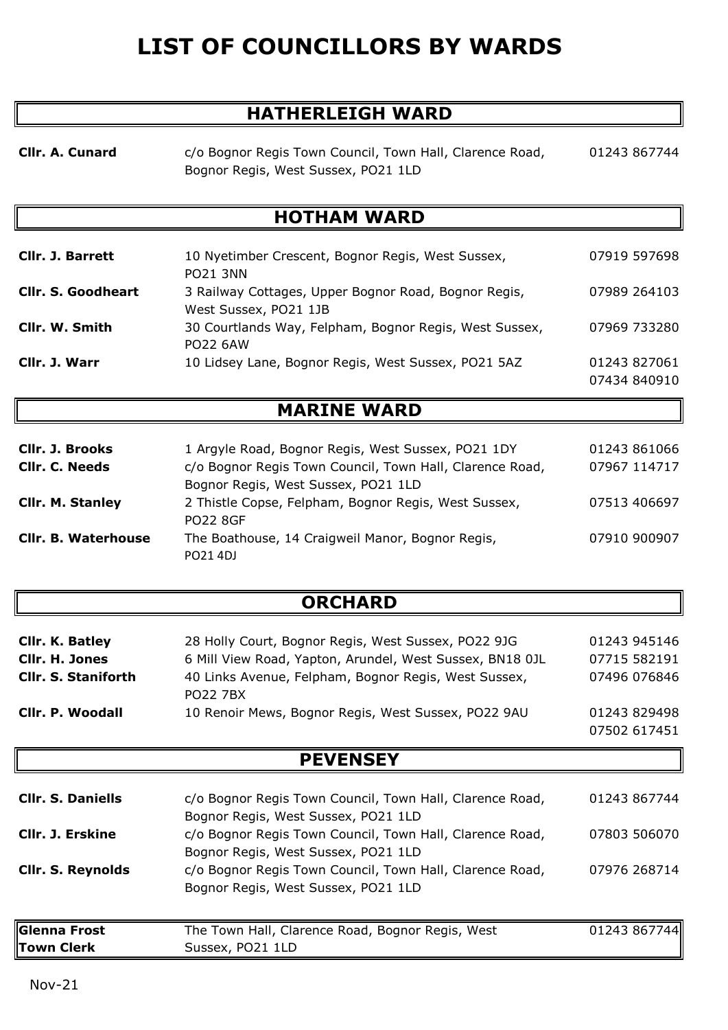# LIST OF COUNCILLORS BY WARDS

## HATHERLEIGH WARD

| | | |
|---|---|---|
| **Cllr. A. Cunard** | c/o Bognor Regis Town Council, Town Hall, Clarence Road, Bognor Regis, West Sussex, PO21 1LD | 01243 867744 |

## HOTHAM WARD

| | | |
|---|---|---|
| **Cllr. J. Barrett** | 10 Nyetimber Crescent, Bognor Regis, West Sussex, PO21 3NN | 07919 597698 |
| **Cllr. S. Goodheart** | 3 Railway Cottages, Upper Bognor Road, Bognor Regis, West Sussex, PO21 1JB | 07989 264103 |
| **Cllr. W. Smith** | 30 Courtlands Way, Felpham, Bognor Regis, West Sussex, PO22 6AW | 07969 733280 |
| **Cllr. J. Warr** | 10 Lidsey Lane, Bognor Regis, West Sussex, PO21 5AZ | 01243 827061<br>07434 840910 |

## MARINE WARD

| | | |
|---|---|---|
| **Cllr. J. Brooks** | 1 Argyle Road, Bognor Regis, West Sussex, PO21 1DY | 01243 861066 |
| **Cllr. C. Needs** | c/o Bognor Regis Town Council, Town Hall, Clarence Road, Bognor Regis, West Sussex, PO21 1LD | 07967 114717 |
| **Cllr. M. Stanley** | 2 Thistle Copse, Felpham, Bognor Regis, West Sussex, PO22 8GF | 07513 406697 |
| **Cllr. B. Waterhouse** | The Boathouse, 14 Craigweil Manor, Bognor Regis, PO21 4DJ | 07910 900907 |

## ORCHARD

| | | |
|---|---|---|
| **Cllr. K. Batley** | 28 Holly Court, Bognor Regis, West Sussex, PO22 9JG | 01243 945146 |
| **Cllr. H. Jones** | 6 Mill View Road, Yapton, Arundel, West Sussex, BN18 0JL | 07715 582191 |
| **Cllr. S. Staniforth** | 40 Links Avenue, Felpham, Bognor Regis, West Sussex, PO22 7BX | 07496 076846 |
| **Cllr. P. Woodall** | 10 Renoir Mews, Bognor Regis, West Sussex, PO22 9AU | 01243 829498<br>07502 617451 |

## PEVENSEY

| | | |
|---|---|---|
| **Cllr. S. Daniells** | c/o Bognor Regis Town Council, Town Hall, Clarence Road, Bognor Regis, West Sussex, PO21 1LD | 01243 867744 |
| **Cllr. J. Erskine** | c/o Bognor Regis Town Council, Town Hall, Clarence Road, Bognor Regis, West Sussex, PO21 1LD | 07803 506070 |
| **Cllr. S. Reynolds** | c/o Bognor Regis Town Council, Town Hall, Clarence Road, Bognor Regis, West Sussex, PO21 1LD | 07976 268714 |

| | | |
|---|---|---|
| **Glenna Frost**<br>**Town Clerk** | The Town Hall, Clarence Road, Bognor Regis, West Sussex, PO21 1LD | 01243 867744 |

Nov-21